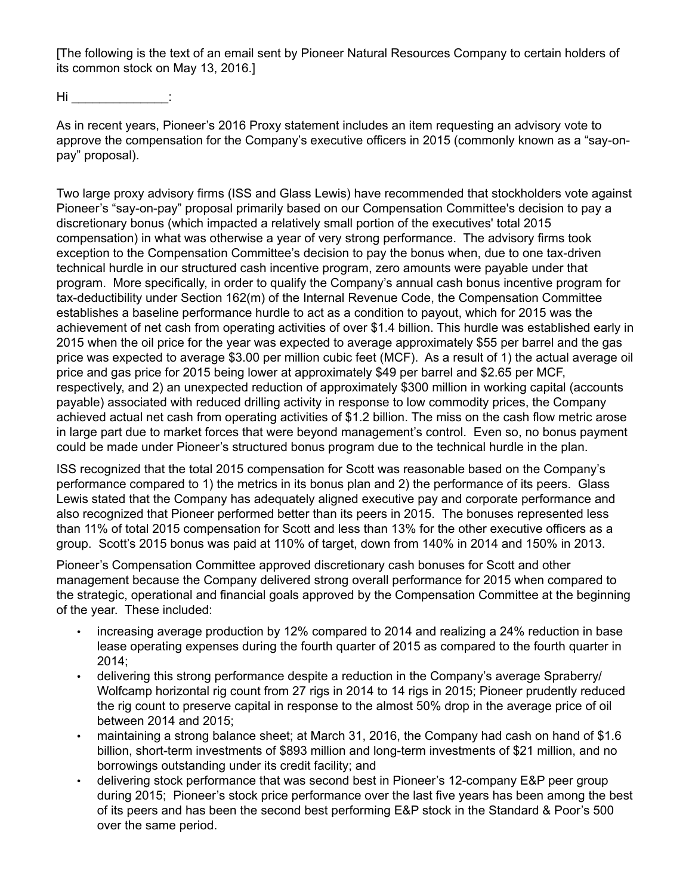[The following is the text of an email sent by Pioneer Natural Resources Company to certain holders of its common stock on May 13, 2016.]

Hi _____________:

As in recent years, Pioneer's 2016 Proxy statement includes an item requesting an advisory vote to approve the compensation for the Company's executive officers in 2015 (commonly known as a "say-on-pay" proposal).

Two large proxy advisory firms (ISS and Glass Lewis) have recommended that stockholders vote against Pioneer's "say-on-pay" proposal primarily based on our Compensation Committee's decision to pay a discretionary bonus (which impacted a relatively small portion of the executives' total 2015 compensation) in what was otherwise a year of very strong performance. The advisory firms took exception to the Compensation Committee's decision to pay the bonus when, due to one tax-driven technical hurdle in our structured cash incentive program, zero amounts were payable under that program. More specifically, in order to qualify the Company's annual cash bonus incentive program for tax-deductibility under Section 162(m) of the Internal Revenue Code, the Compensation Committee establishes a baseline performance hurdle to act as a condition to payout, which for 2015 was the achievement of net cash from operating activities of over $1.4 billion. This hurdle was established early in 2015 when the oil price for the year was expected to average approximately $55 per barrel and the gas price was expected to average $3.00 per million cubic feet (MCF). As a result of 1) the actual average oil price and gas price for 2015 being lower at approximately $49 per barrel and $2.65 per MCF, respectively, and 2) an unexpected reduction of approximately $300 million in working capital (accounts payable) associated with reduced drilling activity in response to low commodity prices, the Company achieved actual net cash from operating activities of $1.2 billion. The miss on the cash flow metric arose in large part due to market forces that were beyond management's control. Even so, no bonus payment could be made under Pioneer's structured bonus program due to the technical hurdle in the plan.

ISS recognized that the total 2015 compensation for Scott was reasonable based on the Company's performance compared to 1) the metrics in its bonus plan and 2) the performance of its peers. Glass Lewis stated that the Company has adequately aligned executive pay and corporate performance and also recognized that Pioneer performed better than its peers in 2015. The bonuses represented less than 11% of total 2015 compensation for Scott and less than 13% for the other executive officers as a group. Scott's 2015 bonus was paid at 110% of target, down from 140% in 2014 and 150% in 2013.

Pioneer's Compensation Committee approved discretionary cash bonuses for Scott and other management because the Company delivered strong overall performance for 2015 when compared to the strategic, operational and financial goals approved by the Compensation Committee at the beginning of the year. These included:

- increasing average production by 12% compared to 2014 and realizing a 24% reduction in base lease operating expenses during the fourth quarter of 2015 as compared to the fourth quarter in 2014;
- delivering this strong performance despite a reduction in the Company's average Spraberry/ Wolfcamp horizontal rig count from 27 rigs in 2014 to 14 rigs in 2015; Pioneer prudently reduced the rig count to preserve capital in response to the almost 50% drop in the average price of oil between 2014 and 2015;
- maintaining a strong balance sheet; at March 31, 2016, the Company had cash on hand of $1.6 billion, short-term investments of $893 million and long-term investments of $21 million, and no borrowings outstanding under its credit facility; and
- delivering stock performance that was second best in Pioneer's 12-company E&P peer group during 2015; Pioneer's stock price performance over the last five years has been among the best of its peers and has been the second best performing E&P stock in the Standard & Poor's 500 over the same period.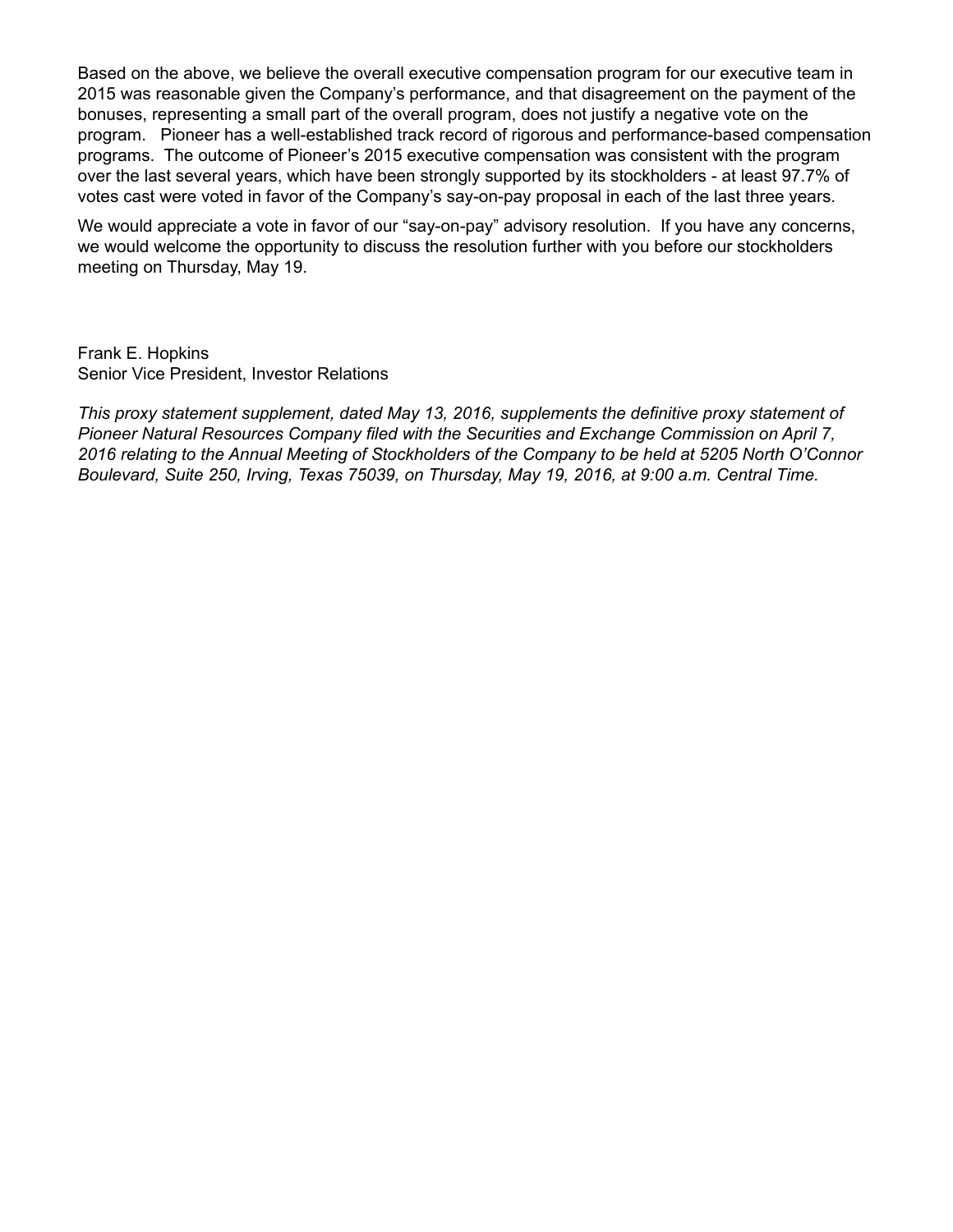Based on the above, we believe the overall executive compensation program for our executive team in 2015 was reasonable given the Company's performance, and that disagreement on the payment of the bonuses, representing a small part of the overall program, does not justify a negative vote on the program. Pioneer has a well-established track record of rigorous and performance-based compensation programs. The outcome of Pioneer's 2015 executive compensation was consistent with the program over the last several years, which have been strongly supported by its stockholders - at least 97.7% of votes cast were voted in favor of the Company's say-on-pay proposal in each of the last three years.

We would appreciate a vote in favor of our "say-on-pay" advisory resolution. If you have any concerns, we would welcome the opportunity to discuss the resolution further with you before our stockholders meeting on Thursday, May 19.

Frank E. Hopkins
Senior Vice President, Investor Relations

*This proxy statement supplement, dated May 13, 2016, supplements the definitive proxy statement of Pioneer Natural Resources Company filed with the Securities and Exchange Commission on April 7, 2016 relating to the Annual Meeting of Stockholders of the Company to be held at 5205 North O'Connor Boulevard, Suite 250, Irving, Texas 75039, on Thursday, May 19, 2016, at 9:00 a.m. Central Time.*